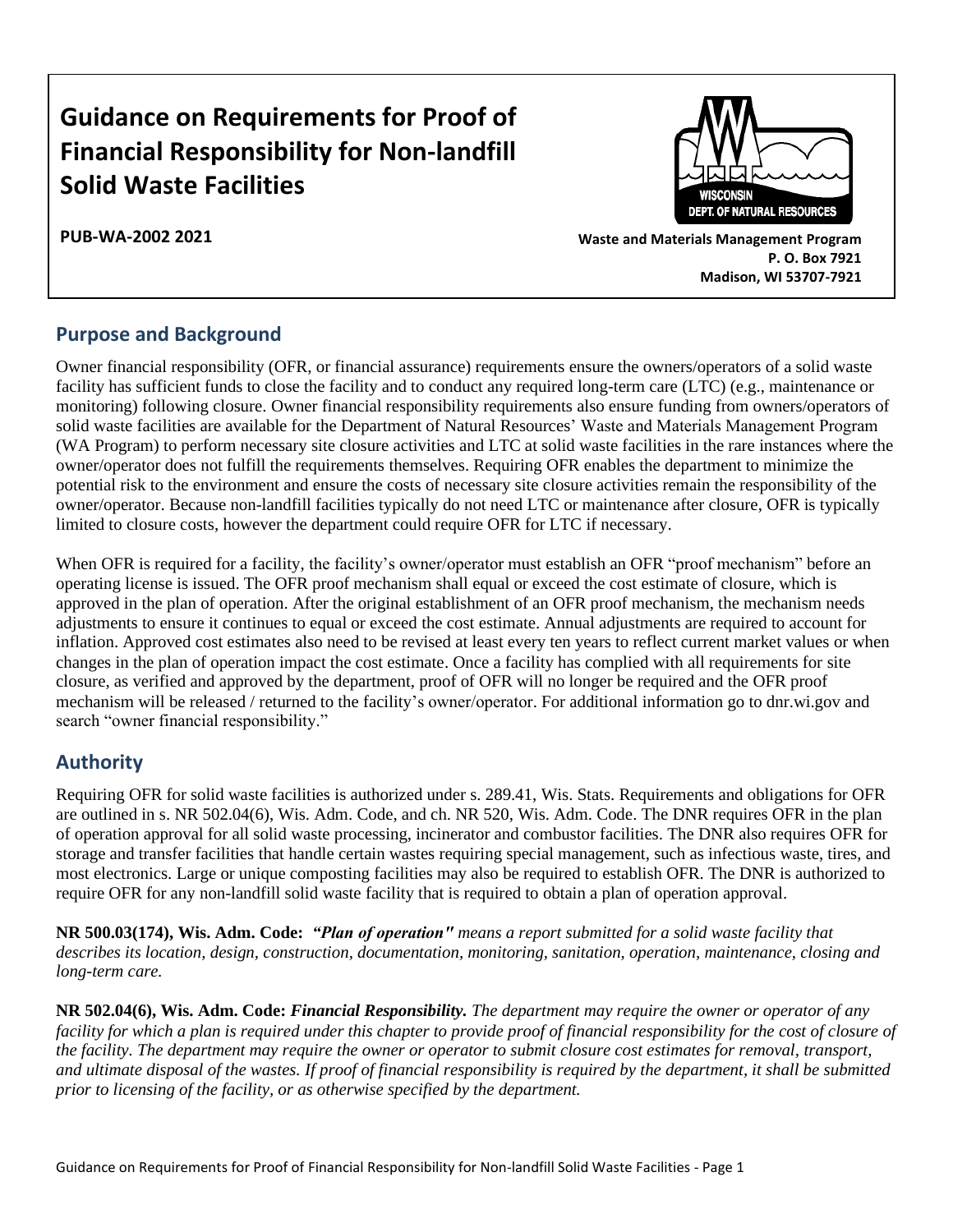# Guidance on Requirements for Proof of Financial Responsibility for Non-landfill Solid Waste Facilities

**PUB-WA-2002 2021**

**Waste and Materials Management Program**
**P. O. Box 7921**
**Madison, WI 53707-7921**

## Purpose and Background

Owner financial responsibility (OFR, or financial assurance) requirements ensure the owners/operators of a solid waste facility has sufficient funds to close the facility and to conduct any required long-term care (LTC) (e.g., maintenance or monitoring) following closure. Owner financial responsibility requirements also ensure funding from owners/operators of solid waste facilities are available for the Department of Natural Resources' Waste and Materials Management Program (WA Program) to perform necessary site closure activities and LTC at solid waste facilities in the rare instances where the owner/operator does not fulfill the requirements themselves. Requiring OFR enables the department to minimize the potential risk to the environment and ensure the costs of necessary site closure activities remain the responsibility of the owner/operator. Because non-landfill facilities typically do not need LTC or maintenance after closure, OFR is typically limited to closure costs, however the department could require OFR for LTC if necessary.

When OFR is required for a facility, the facility's owner/operator must establish an OFR "proof mechanism" before an operating license is issued. The OFR proof mechanism shall equal or exceed the cost estimate of closure, which is approved in the plan of operation. After the original establishment of an OFR proof mechanism, the mechanism needs adjustments to ensure it continues to equal or exceed the cost estimate. Annual adjustments are required to account for inflation. Approved cost estimates also need to be revised at least every ten years to reflect current market values or when changes in the plan of operation impact the cost estimate. Once a facility has complied with all requirements for site closure, as verified and approved by the department, proof of OFR will no longer be required and the OFR proof mechanism will be released / returned to the facility's owner/operator. For additional information go to dnr.wi.gov and search "owner financial responsibility."

## Authority

Requiring OFR for solid waste facilities is authorized under s. 289.41, Wis. Stats. Requirements and obligations for OFR are outlined in s. NR 502.04(6), Wis. Adm. Code, and ch. NR 520, Wis. Adm. Code. The DNR requires OFR in the plan of operation approval for all solid waste processing, incinerator and combustor facilities. The DNR also requires OFR for storage and transfer facilities that handle certain wastes requiring special management, such as infectious waste, tires, and most electronics. Large or unique composting facilities may also be required to establish OFR. The DNR is authorized to require OFR for any non-landfill solid waste facility that is required to obtain a plan of operation approval.

**NR 500.03(174), Wis. Adm. Code:** ***"Plan of operation"*** *means a report submitted for a solid waste facility that describes its location, design, construction, documentation, monitoring, sanitation, operation, maintenance, closing and long-term care.*

**NR 502.04(6), Wis. Adm. Code:** ***Financial Responsibility.*** *The department may require the owner or operator of any facility for which a plan is required under this chapter to provide proof of financial responsibility for the cost of closure of the facility. The department may require the owner or operator to submit closure cost estimates for removal, transport, and ultimate disposal of the wastes. If proof of financial responsibility is required by the department, it shall be submitted prior to licensing of the facility, or as otherwise specified by the department.*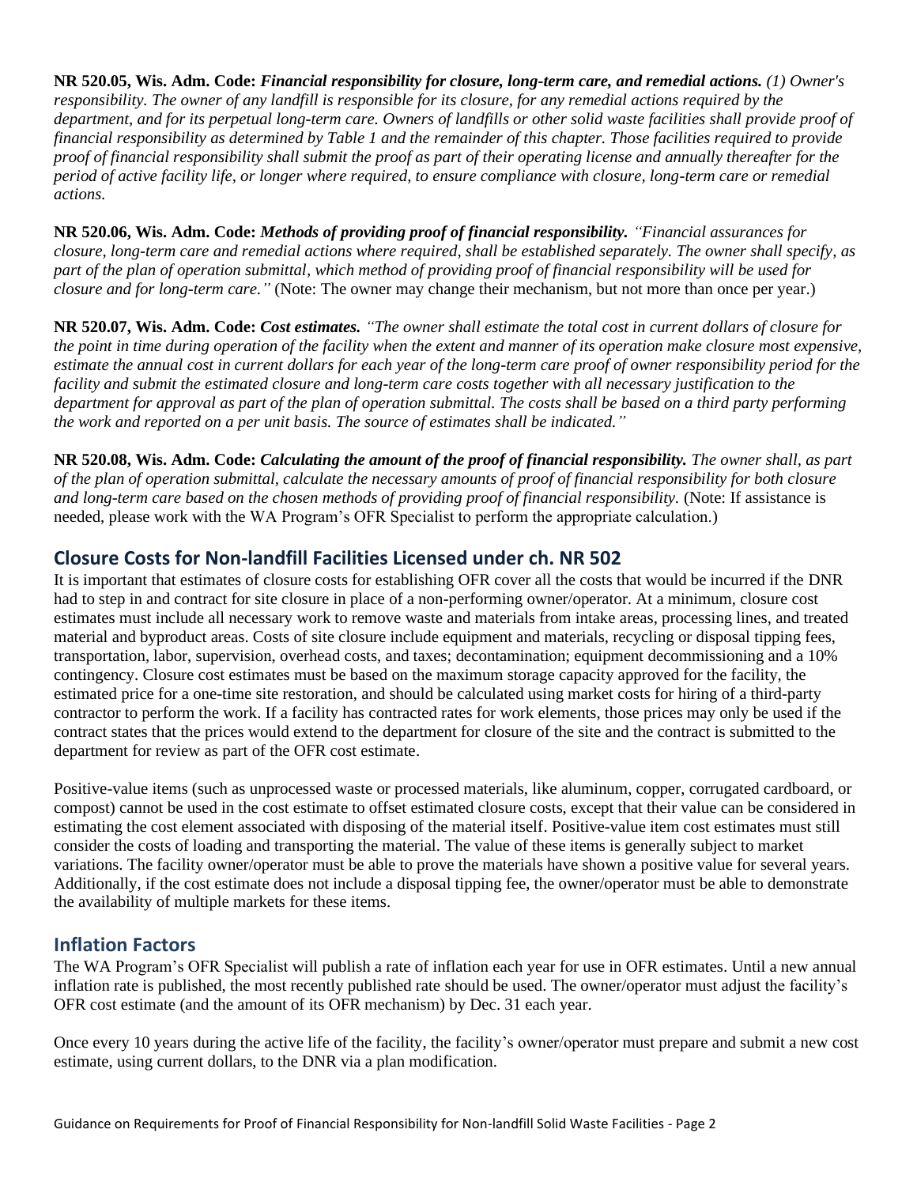**NR 520.05, Wis. Adm. Code:** ***Financial responsibility for closure, long-term care, and remedial actions.*** *(1) Owner's responsibility. The owner of any landfill is responsible for its closure, for any remedial actions required by the department, and for its perpetual long-term care. Owners of landfills or other solid waste facilities shall provide proof of financial responsibility as determined by Table 1 and the remainder of this chapter. Those facilities required to provide proof of financial responsibility shall submit the proof as part of their operating license and annually thereafter for the period of active facility life, or longer where required, to ensure compliance with closure, long-term care or remedial actions.*

**NR 520.06, Wis. Adm. Code:** ***Methods of providing proof of financial responsibility.*** *"Financial assurances for closure, long-term care and remedial actions where required, shall be established separately. The owner shall specify, as part of the plan of operation submittal, which method of providing proof of financial responsibility will be used for closure and for long-term care."* (Note: The owner may change their mechanism, but not more than once per year.)

**NR 520.07, Wis. Adm. Code:** ***Cost estimates.*** *"The owner shall estimate the total cost in current dollars of closure for the point in time during operation of the facility when the extent and manner of its operation make closure most expensive, estimate the annual cost in current dollars for each year of the long-term care proof of owner responsibility period for the facility and submit the estimated closure and long-term care costs together with all necessary justification to the department for approval as part of the plan of operation submittal. The costs shall be based on a third party performing the work and reported on a per unit basis. The source of estimates shall be indicated."*

**NR 520.08, Wis. Adm. Code:** ***Calculating the amount of the proof of financial responsibility.*** *The owner shall, as part of the plan of operation submittal, calculate the necessary amounts of proof of financial responsibility for both closure and long-term care based on the chosen methods of providing proof of financial responsibility.* (Note: If assistance is needed, please work with the WA Program's OFR Specialist to perform the appropriate calculation.)

## Closure Costs for Non-landfill Facilities Licensed under ch. NR 502

It is important that estimates of closure costs for establishing OFR cover all the costs that would be incurred if the DNR had to step in and contract for site closure in place of a non-performing owner/operator. At a minimum, closure cost estimates must include all necessary work to remove waste and materials from intake areas, processing lines, and treated material and byproduct areas. Costs of site closure include equipment and materials, recycling or disposal tipping fees, transportation, labor, supervision, overhead costs, and taxes; decontamination; equipment decommissioning and a 10% contingency. Closure cost estimates must be based on the maximum storage capacity approved for the facility, the estimated price for a one-time site restoration, and should be calculated using market costs for hiring of a third-party contractor to perform the work. If a facility has contracted rates for work elements, those prices may only be used if the contract states that the prices would extend to the department for closure of the site and the contract is submitted to the department for review as part of the OFR cost estimate.

Positive-value items (such as unprocessed waste or processed materials, like aluminum, copper, corrugated cardboard, or compost) cannot be used in the cost estimate to offset estimated closure costs, except that their value can be considered in estimating the cost element associated with disposing of the material itself. Positive-value item cost estimates must still consider the costs of loading and transporting the material. The value of these items is generally subject to market variations. The facility owner/operator must be able to prove the materials have shown a positive value for several years. Additionally, if the cost estimate does not include a disposal tipping fee, the owner/operator must be able to demonstrate the availability of multiple markets for these items.

## Inflation Factors

The WA Program's OFR Specialist will publish a rate of inflation each year for use in OFR estimates. Until a new annual inflation rate is published, the most recently published rate should be used. The owner/operator must adjust the facility's OFR cost estimate (and the amount of its OFR mechanism) by Dec. 31 each year.

Once every 10 years during the active life of the facility, the facility's owner/operator must prepare and submit a new cost estimate, using current dollars, to the DNR via a plan modification.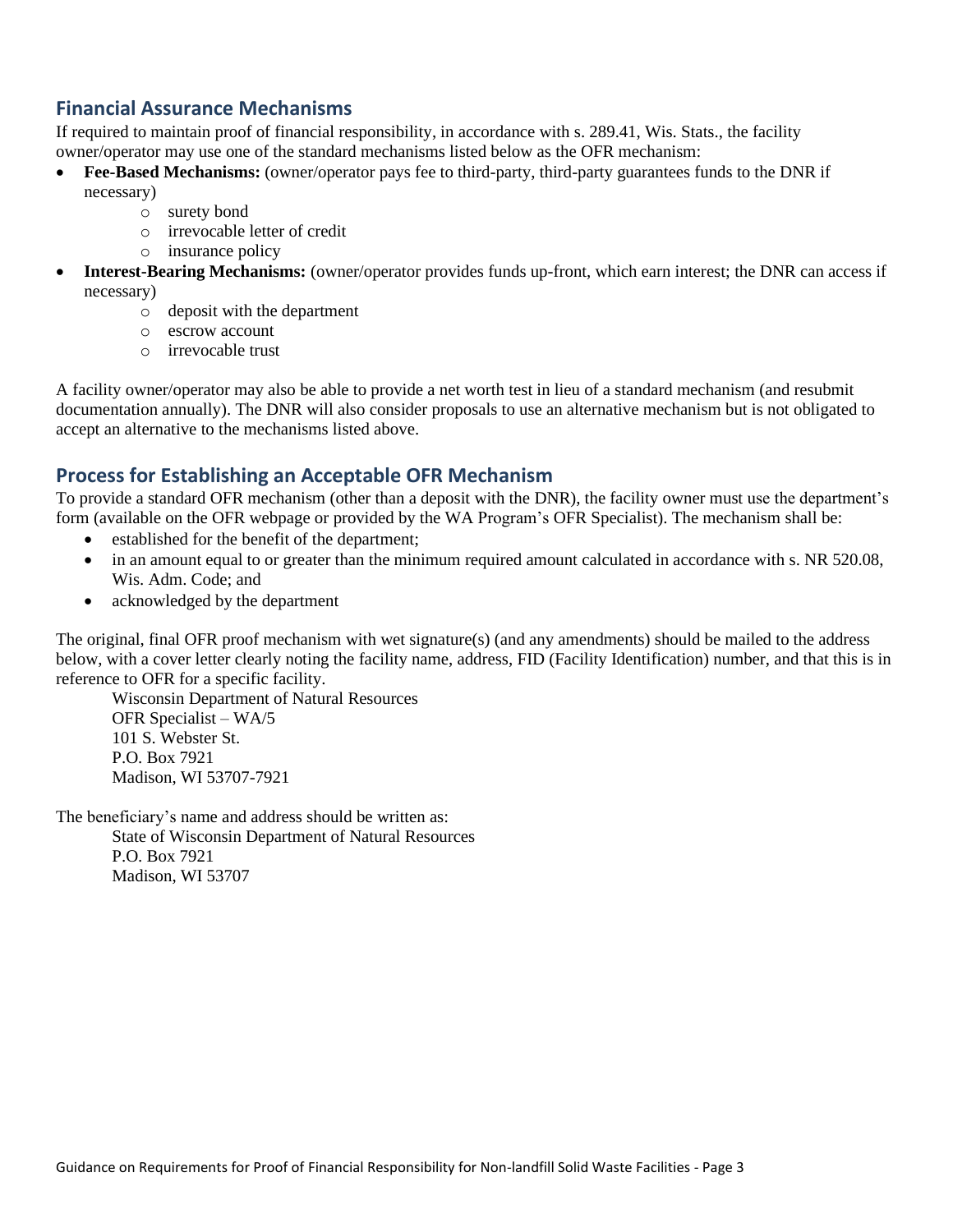## Financial Assurance Mechanisms

If required to maintain proof of financial responsibility, in accordance with s. 289.41, Wis. Stats., the facility owner/operator may use one of the standard mechanisms listed below as the OFR mechanism:

- **Fee-Based Mechanisms:** (owner/operator pays fee to third-party, third-party guarantees funds to the DNR if necessary)
    - surety bond
    - irrevocable letter of credit
    - insurance policy
- **Interest-Bearing Mechanisms:** (owner/operator provides funds up-front, which earn interest; the DNR can access if necessary)
    - deposit with the department
    - escrow account
    - irrevocable trust

A facility owner/operator may also be able to provide a net worth test in lieu of a standard mechanism (and resubmit documentation annually). The DNR will also consider proposals to use an alternative mechanism but is not obligated to accept an alternative to the mechanisms listed above.

## Process for Establishing an Acceptable OFR Mechanism

To provide a standard OFR mechanism (other than a deposit with the DNR), the facility owner must use the department's form (available on the OFR webpage or provided by the WA Program's OFR Specialist). The mechanism shall be:

- established for the benefit of the department;
- in an amount equal to or greater than the minimum required amount calculated in accordance with s. NR 520.08, Wis. Adm. Code; and
- acknowledged by the department

The original, final OFR proof mechanism with wet signature(s) (and any amendments) should be mailed to the address below, with a cover letter clearly noting the facility name, address, FID (Facility Identification) number, and that this is in reference to OFR for a specific facility.

Wisconsin Department of Natural Resources
OFR Specialist – WA/5
101 S. Webster St.
P.O. Box 7921
Madison, WI 53707-7921

The beneficiary's name and address should be written as:

State of Wisconsin Department of Natural Resources
P.O. Box 7921
Madison, WI 53707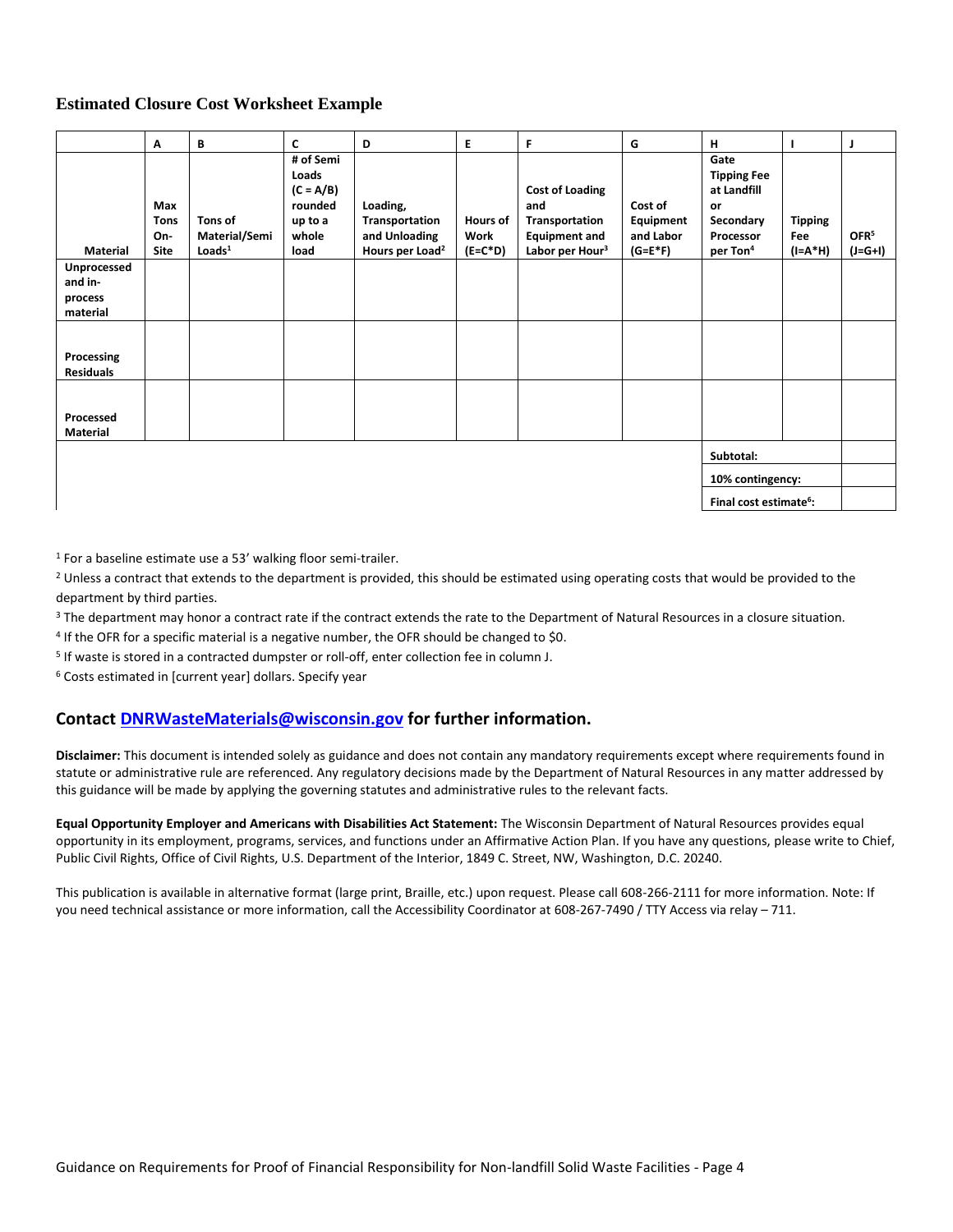## Estimated Closure Cost Worksheet Example

| | A | B | C | D | E | F | G | H | I | J |
|---|---|---|---|---|---|---|---|---|---|---|
| **Material** | **Max Tons On-Site** | **Tons of Material/Semi Loads[1]** | **# of Semi Loads (C = A/B) rounded up to a whole load** | **Loading, Transportation and Unloading Hours per Load[2]** | **Hours of Work (E=C*D)** | **Cost of Loading and Transportation Equipment and Labor per Hour[3]** | **Cost of Equipment and Labor (G=E*F)** | **Gate Tipping Fee at Landfill or Secondary Processor per Ton[4]** | **Tipping Fee (I=A*H)** | **OFR[5] (J=G+I)** |
| **Unprocessed and in-process material** | | | | | | | | | | |
| **Processing Residuals** | | | | | | | | | | |
| **Processed Material** | | | | | | | | | | |
| | | | | | | | | **Subtotal:** | | |
| | | | | | | | | **10% contingency:** | | |
| | | | | | | | | **Final cost estimate[6]:** | | |

[1] For a baseline estimate use a 53' walking floor semi-trailer.

[2] Unless a contract that extends to the department is provided, this should be estimated using operating costs that would be provided to the department by third parties.

[3] The department may honor a contract rate if the contract extends the rate to the Department of Natural Resources in a closure situation.

[4] If the OFR for a specific material is a negative number, the OFR should be changed to $0.

[5] If waste is stored in a contracted dumpster or roll-off, enter collection fee in column J.

[6] Costs estimated in [current year] dollars. Specify year

### Contact DNRWasteMaterials@wisconsin.gov for further information.

**Disclaimer:** This document is intended solely as guidance and does not contain any mandatory requirements except where requirements found in statute or administrative rule are referenced. Any regulatory decisions made by the Department of Natural Resources in any matter addressed by this guidance will be made by applying the governing statutes and administrative rules to the relevant facts.

**Equal Opportunity Employer and Americans with Disabilities Act Statement:** The Wisconsin Department of Natural Resources provides equal opportunity in its employment, programs, services, and functions under an Affirmative Action Plan. If you have any questions, please write to Chief, Public Civil Rights, Office of Civil Rights, U.S. Department of the Interior, 1849 C. Street, NW, Washington, D.C. 20240.

This publication is available in alternative format (large print, Braille, etc.) upon request. Please call 608-266-2111 for more information. Note: If you need technical assistance or more information, call the Accessibility Coordinator at 608-267-7490 / TTY Access via relay – 711.